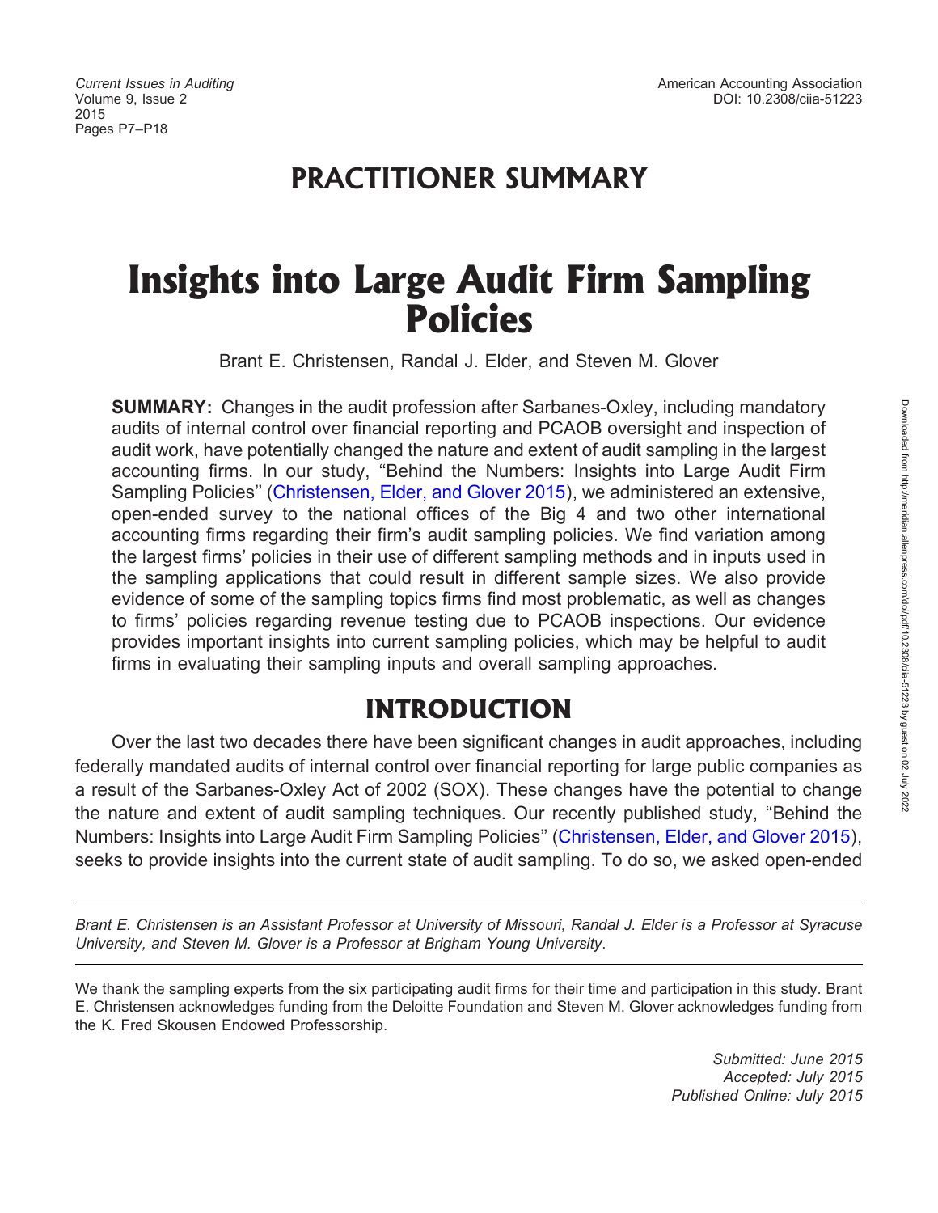# PRACTITIONER SUMMARY

# Insights into Large Audit Firm Sampling Policies

Brant E. Christensen, Randal J. Elder, and Steven M. Glover

**SUMMARY:** Changes in the audit profession after Sarbanes-Oxley, including mandatory audits of internal control over financial reporting and PCAOB oversight and inspection of audit work, have potentially changed the nature and extent of audit sampling in the largest accounting firms. In our study, "Behind the Numbers: Insights into Large Audit Firm Sampling Policies" (Christensen, Elder, and Glover 2015), we administered an extensive, open-ended survey to the national offices of the Big 4 and two other international accounting firms regarding their firm's audit sampling policies. We find variation among the largest firms' policies in their use of different sampling methods and in inputs used in the sampling applications that could result in different sample sizes. We also provide evidence of some of the sampling topics firms find most problematic, as well as changes to firms' policies regarding revenue testing due to PCAOB inspections. Our evidence provides important insights into current sampling policies, which may be helpful to audit firms in evaluating their sampling inputs and overall sampling approaches.

## INTRODUCTION

Over the last two decades there have been significant changes in audit approaches, including federally mandated audits of internal control over financial reporting for large public companies as a result of the Sarbanes-Oxley Act of 2002 (SOX). These changes have the potential to change the nature and extent of audit sampling techniques. Our recently published study, "Behind the Numbers: Insights into Large Audit Firm Sampling Policies" (Christensen, Elder, and Glover 2015), seeks to provide insights into the current state of audit sampling. To do so, we asked open-ended

---

*Brant E. Christensen is an Assistant Professor at University of Missouri, Randal J. Elder is a Professor at Syracuse University, and Steven M. Glover is a Professor at Brigham Young University.*

We thank the sampling experts from the six participating audit firms for their time and participation in this study. Brant E. Christensen acknowledges funding from the Deloitte Foundation and Steven M. Glover acknowledges funding from the K. Fred Skousen Endowed Professorship.

*Submitted: June 2015*
*Accepted: July 2015*
*Published Online: July 2015*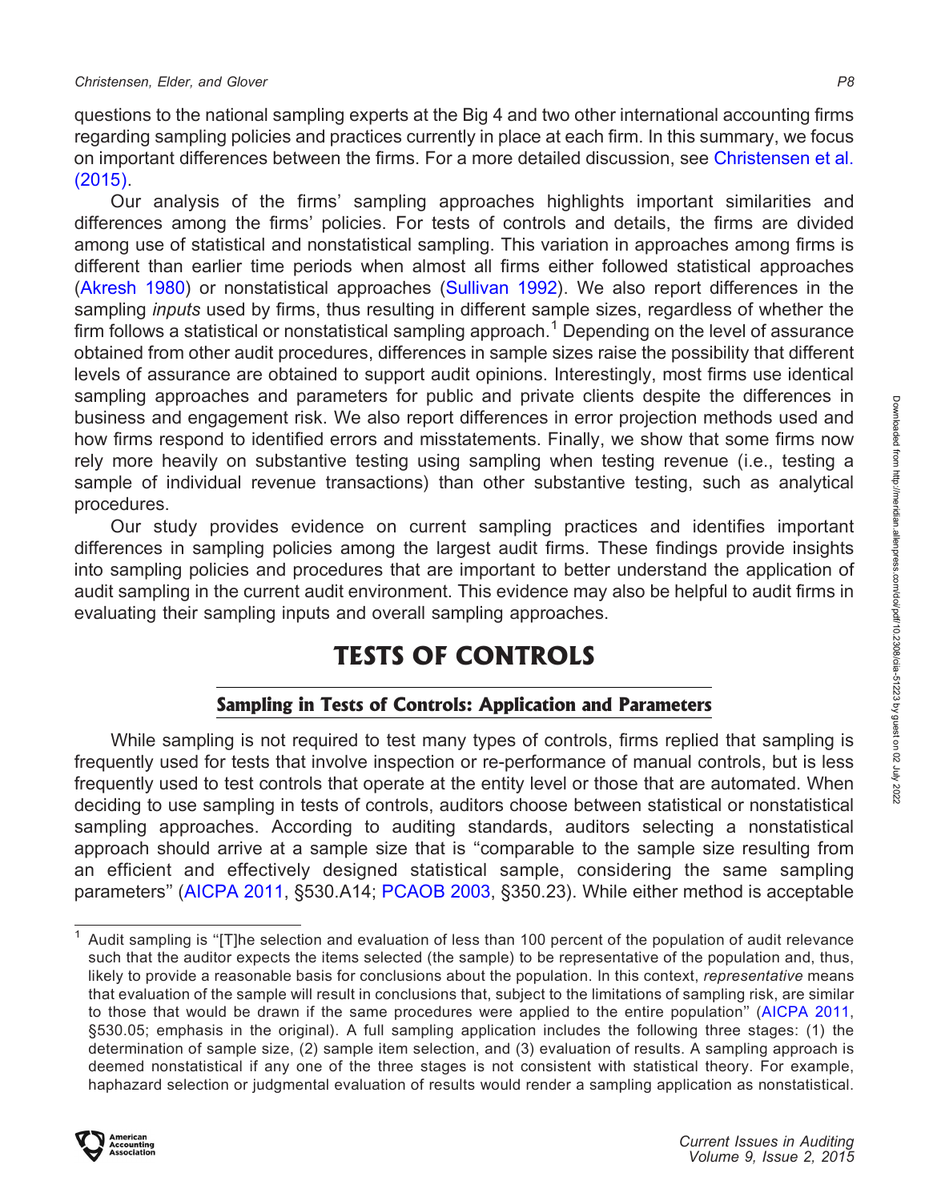questions to the national sampling experts at the Big 4 and two other international accounting firms regarding sampling policies and practices currently in place at each firm. In this summary, we focus on important differences between the firms. For a more detailed discussion, see Christensen et al. (2015).

Our analysis of the firms' sampling approaches highlights important similarities and differences among the firms' policies. For tests of controls and details, the firms are divided among use of statistical and nonstatistical sampling. This variation in approaches among firms is different than earlier time periods when almost all firms either followed statistical approaches (Akresh 1980) or nonstatistical approaches (Sullivan 1992). We also report differences in the sampling *inputs* used by firms, thus resulting in different sample sizes, regardless of whether the firm follows a statistical or nonstatistical sampling approach.[1] Depending on the level of assurance obtained from other audit procedures, differences in sample sizes raise the possibility that different levels of assurance are obtained to support audit opinions. Interestingly, most firms use identical sampling approaches and parameters for public and private clients despite the differences in business and engagement risk. We also report differences in error projection methods used and how firms respond to identified errors and misstatements. Finally, we show that some firms now rely more heavily on substantive testing using sampling when testing revenue (i.e., testing a sample of individual revenue transactions) than other substantive testing, such as analytical procedures.

Our study provides evidence on current sampling practices and identifies important differences in sampling policies among the largest audit firms. These findings provide insights into sampling policies and procedures that are important to better understand the application of audit sampling in the current audit environment. This evidence may also be helpful to audit firms in evaluating their sampling inputs and overall sampling approaches.

# TESTS OF CONTROLS

## Sampling in Tests of Controls: Application and Parameters

While sampling is not required to test many types of controls, firms replied that sampling is frequently used for tests that involve inspection or re-performance of manual controls, but is less frequently used to test controls that operate at the entity level or those that are automated. When deciding to use sampling in tests of controls, auditors choose between statistical or nonstatistical sampling approaches. According to auditing standards, auditors selecting a nonstatistical approach should arrive at a sample size that is "comparable to the sample size resulting from an efficient and effectively designed statistical sample, considering the same sampling parameters" (AICPA 2011, §530.A14; PCAOB 2003, §350.23). While either method is acceptable

[1] Audit sampling is "[T]he selection and evaluation of less than 100 percent of the population of audit relevance such that the auditor expects the items selected (the sample) to be representative of the population and, thus, likely to provide a reasonable basis for conclusions about the population. In this context, *representative* means that evaluation of the sample will result in conclusions that, subject to the limitations of sampling risk, are similar to those that would be drawn if the same procedures were applied to the entire population" (AICPA 2011, §530.05; emphasis in the original). A full sampling application includes the following three stages: (1) the determination of sample size, (2) sample item selection, and (3) evaluation of results. A sampling approach is deemed nonstatistical if any one of the three stages is not consistent with statistical theory. For example, haphazard selection or judgmental evaluation of results would render a sampling application as nonstatistical.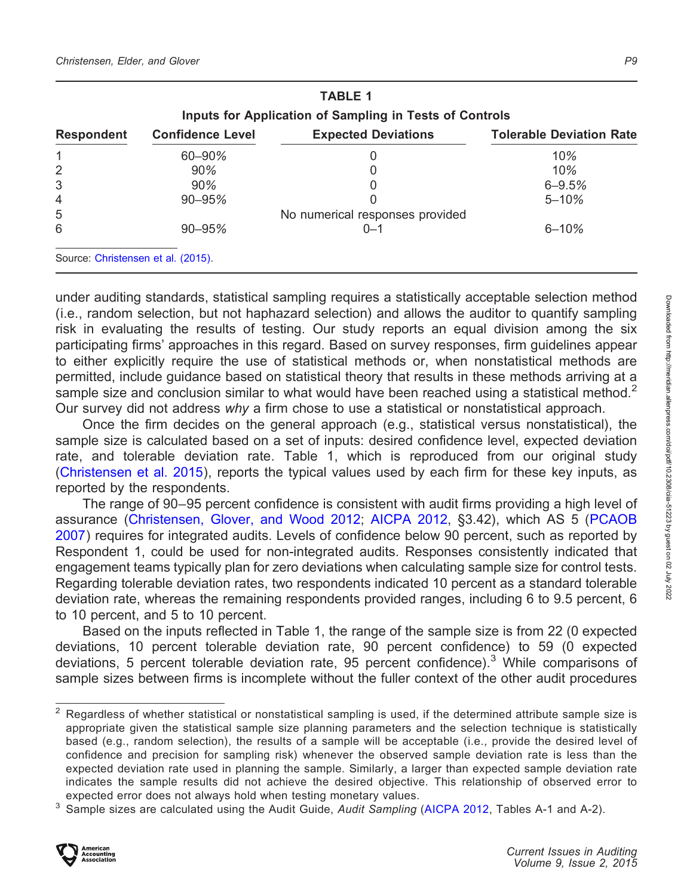**TABLE 1**

**Inputs for Application of Sampling in Tests of Controls**

| Respondent | Confidence Level | Expected Deviations | Tolerable Deviation Rate |
|---|---|---|---|
| 1 | 60–90% | 0 | 10% |
| 2 | 90% | 0 | 10% |
| 3 | 90% | 0 | 6–9.5% |
| 4 | 90–95% | 0 | 5–10% |
| 5 | | No numerical responses provided | |
| 6 | 90–95% | 0–1 | 6–10% |

Source: Christensen et al. (2015).

under auditing standards, statistical sampling requires a statistically acceptable selection method (i.e., random selection, but not haphazard selection) and allows the auditor to quantify sampling risk in evaluating the results of testing. Our study reports an equal division among the six participating firms' approaches in this regard. Based on survey responses, firm guidelines appear to either explicitly require the use of statistical methods or, when nonstatistical methods are permitted, include guidance based on statistical theory that results in these methods arriving at a sample size and conclusion similar to what would have been reached using a statistical method.[2] Our survey did not address *why* a firm chose to use a statistical or nonstatistical approach.

Once the firm decides on the general approach (e.g., statistical versus nonstatistical), the sample size is calculated based on a set of inputs: desired confidence level, expected deviation rate, and tolerable deviation rate. Table 1, which is reproduced from our original study (Christensen et al. 2015), reports the typical values used by each firm for these key inputs, as reported by the respondents.

The range of 90–95 percent confidence is consistent with audit firms providing a high level of assurance (Christensen, Glover, and Wood 2012; AICPA 2012, §3.42), which AS 5 (PCAOB 2007) requires for integrated audits. Levels of confidence below 90 percent, such as reported by Respondent 1, could be used for non-integrated audits. Responses consistently indicated that engagement teams typically plan for zero deviations when calculating sample size for control tests. Regarding tolerable deviation rates, two respondents indicated 10 percent as a standard tolerable deviation rate, whereas the remaining respondents provided ranges, including 6 to 9.5 percent, 6 to 10 percent, and 5 to 10 percent.

Based on the inputs reflected in Table 1, the range of the sample size is from 22 (0 expected deviations, 10 percent tolerable deviation rate, 90 percent confidence) to 59 (0 expected deviations, 5 percent tolerable deviation rate, 95 percent confidence).[3] While comparisons of sample sizes between firms is incomplete without the fuller context of the other audit procedures

---

[2] Regardless of whether statistical or nonstatistical sampling is used, if the determined attribute sample size is appropriate given the statistical sample size planning parameters and the selection technique is statistically based (e.g., random selection), the results of a sample will be acceptable (i.e., provide the desired level of confidence and precision for sampling risk) whenever the observed sample deviation rate is less than the expected deviation rate used in planning the sample. Similarly, a larger than expected sample deviation rate indicates the sample results did not achieve the desired objective. This relationship of observed error to expected error does not always hold when testing monetary values.

[3] Sample sizes are calculated using the Audit Guide, *Audit Sampling* (AICPA 2012, Tables A-1 and A-2).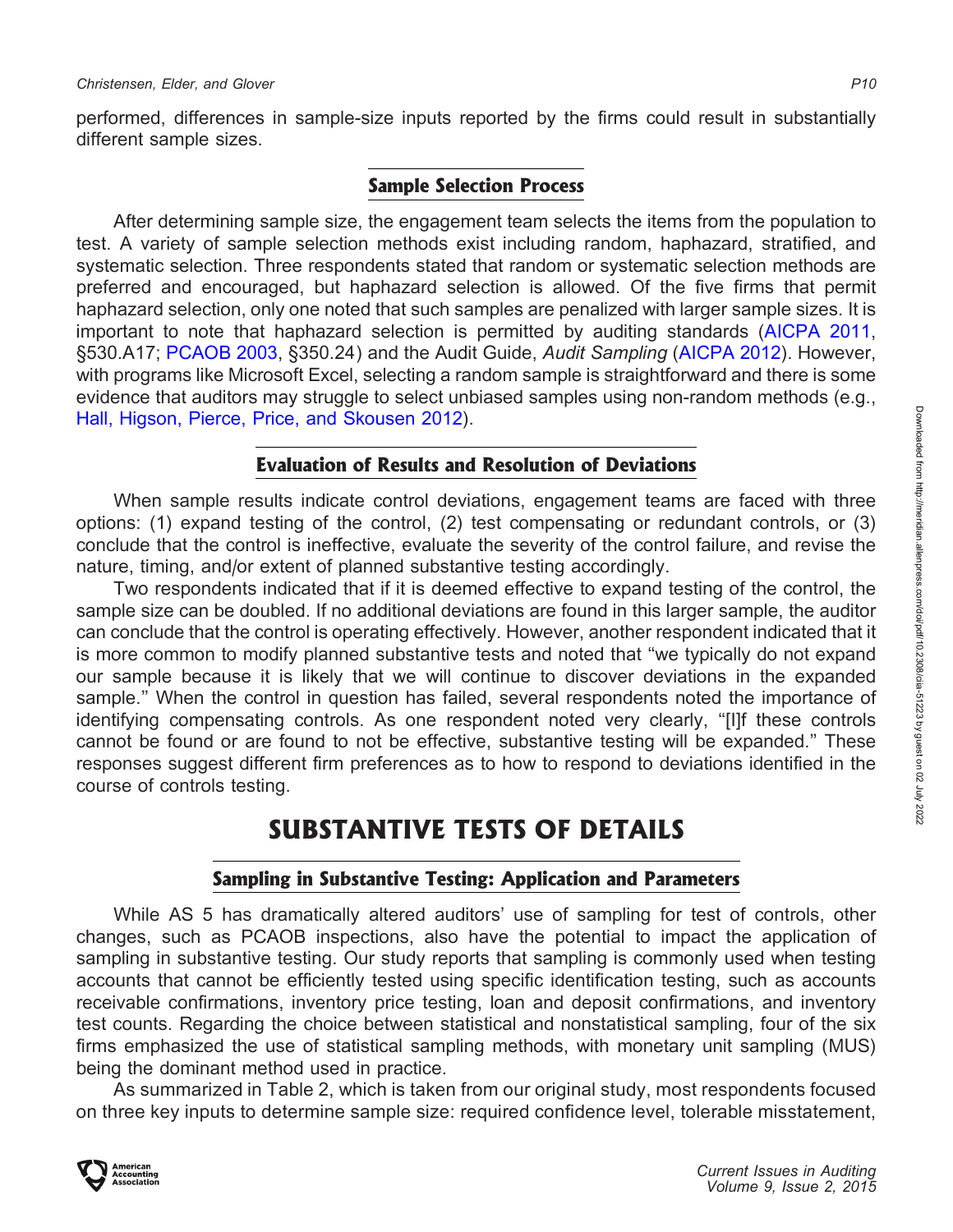performed, differences in sample-size inputs reported by the firms could result in substantially different sample sizes.

### Sample Selection Process

After determining sample size, the engagement team selects the items from the population to test. A variety of sample selection methods exist including random, haphazard, stratified, and systematic selection. Three respondents stated that random or systematic selection methods are preferred and encouraged, but haphazard selection is allowed. Of the five firms that permit haphazard selection, only one noted that such samples are penalized with larger sample sizes. It is important to note that haphazard selection is permitted by auditing standards (AICPA 2011, §530.A17; PCAOB 2003, §350.24) and the Audit Guide, *Audit Sampling* (AICPA 2012). However, with programs like Microsoft Excel, selecting a random sample is straightforward and there is some evidence that auditors may struggle to select unbiased samples using non-random methods (e.g., Hall, Higson, Pierce, Price, and Skousen 2012).

### Evaluation of Results and Resolution of Deviations

When sample results indicate control deviations, engagement teams are faced with three options: (1) expand testing of the control, (2) test compensating or redundant controls, or (3) conclude that the control is ineffective, evaluate the severity of the control failure, and revise the nature, timing, and/or extent of planned substantive testing accordingly.

Two respondents indicated that if it is deemed effective to expand testing of the control, the sample size can be doubled. If no additional deviations are found in this larger sample, the auditor can conclude that the control is operating effectively. However, another respondent indicated that it is more common to modify planned substantive tests and noted that "we typically do not expand our sample because it is likely that we will continue to discover deviations in the expanded sample." When the control in question has failed, several respondents noted the importance of identifying compensating controls. As one respondent noted very clearly, "[I]f these controls cannot be found or are found to not be effective, substantive testing will be expanded." These responses suggest different firm preferences as to how to respond to deviations identified in the course of controls testing.

## SUBSTANTIVE TESTS OF DETAILS

### Sampling in Substantive Testing: Application and Parameters

While AS 5 has dramatically altered auditors' use of sampling for test of controls, other changes, such as PCAOB inspections, also have the potential to impact the application of sampling in substantive testing. Our study reports that sampling is commonly used when testing accounts that cannot be efficiently tested using specific identification testing, such as accounts receivable confirmations, inventory price testing, loan and deposit confirmations, and inventory test counts. Regarding the choice between statistical and nonstatistical sampling, four of the six firms emphasized the use of statistical sampling methods, with monetary unit sampling (MUS) being the dominant method used in practice.

As summarized in Table 2, which is taken from our original study, most respondents focused on three key inputs to determine sample size: required confidence level, tolerable misstatement,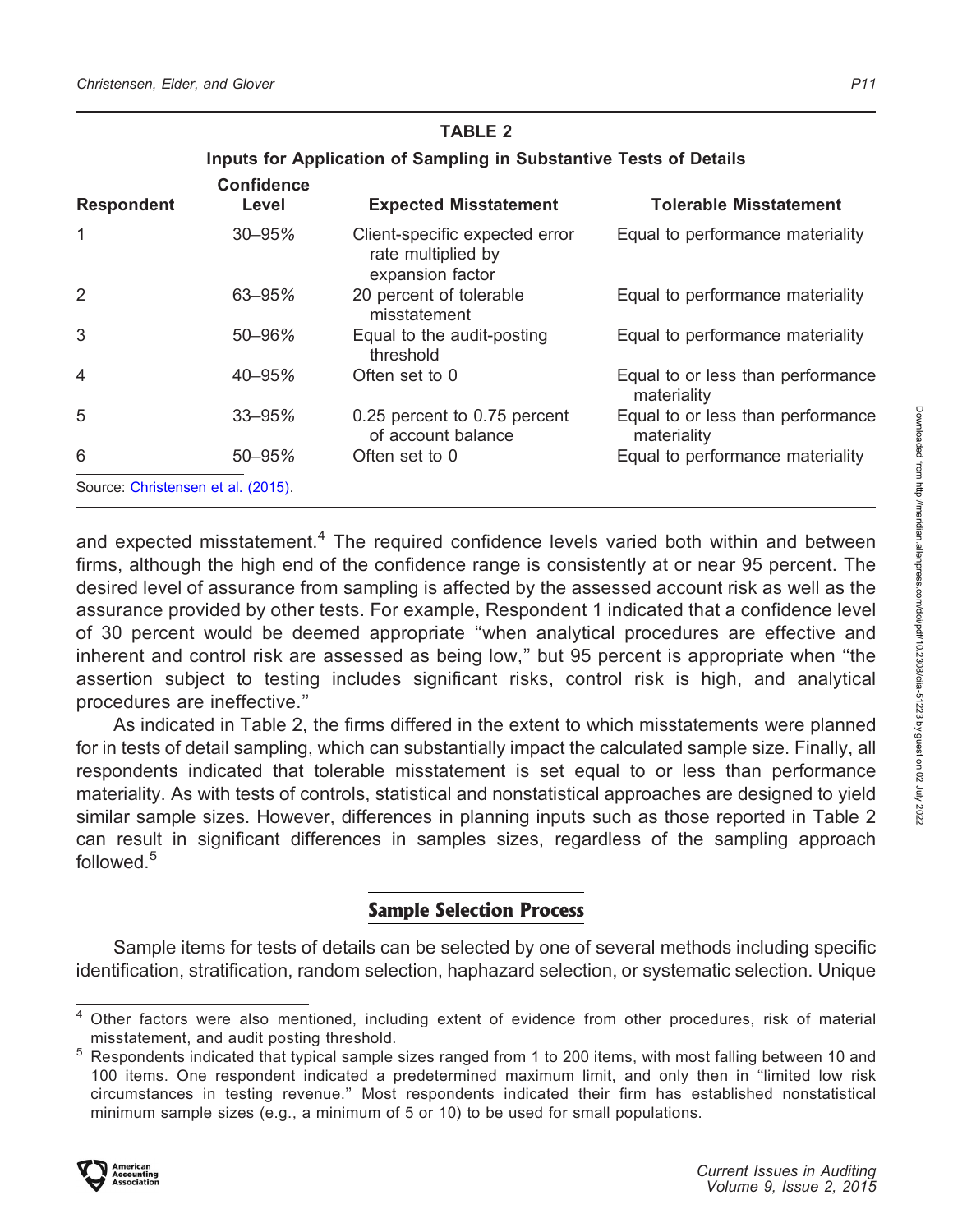**TABLE 2**

**Inputs for Application of Sampling in Substantive Tests of Details**

| Respondent | Confidence Level | Expected Misstatement | Tolerable Misstatement |
|---|---|---|---|
| 1 | 30–95% | Client-specific expected error rate multiplied by expansion factor | Equal to performance materiality |
| 2 | 63–95% | 20 percent of tolerable misstatement | Equal to performance materiality |
| 3 | 50–96% | Equal to the audit-posting threshold | Equal to performance materiality |
| 4 | 40–95% | Often set to 0 | Equal to or less than performance materiality |
| 5 | 33–95% | 0.25 percent to 0.75 percent of account balance | Equal to or less than performance materiality |
| 6 | 50–95% | Often set to 0 | Equal to performance materiality |

Source: Christensen et al. (2015).

and expected misstatement.[4] The required confidence levels varied both within and between firms, although the high end of the confidence range is consistently at or near 95 percent. The desired level of assurance from sampling is affected by the assessed account risk as well as the assurance provided by other tests. For example, Respondent 1 indicated that a confidence level of 30 percent would be deemed appropriate "when analytical procedures are effective and inherent and control risk are assessed as being low," but 95 percent is appropriate when "the assertion subject to testing includes significant risks, control risk is high, and analytical procedures are ineffective."

As indicated in Table 2, the firms differed in the extent to which misstatements were planned for in tests of detail sampling, which can substantially impact the calculated sample size. Finally, all respondents indicated that tolerable misstatement is set equal to or less than performance materiality. As with tests of controls, statistical and nonstatistical approaches are designed to yield similar sample sizes. However, differences in planning inputs such as those reported in Table 2 can result in significant differences in samples sizes, regardless of the sampling approach followed.[5]

## Sample Selection Process

Sample items for tests of details can be selected by one of several methods including specific identification, stratification, random selection, haphazard selection, or systematic selection. Unique

[4] Other factors were also mentioned, including extent of evidence from other procedures, risk of material misstatement, and audit posting threshold.

[5] Respondents indicated that typical sample sizes ranged from 1 to 200 items, with most falling between 10 and 100 items. One respondent indicated a predetermined maximum limit, and only then in "limited low risk circumstances in testing revenue." Most respondents indicated their firm has established nonstatistical minimum sample sizes (e.g., a minimum of 5 or 10) to be used for small populations.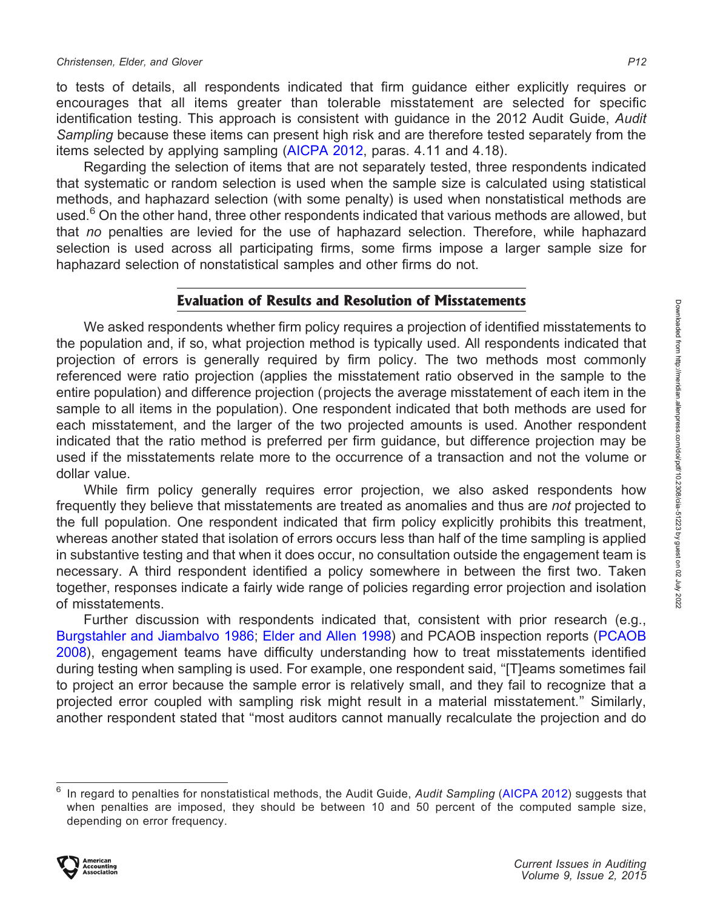to tests of details, all respondents indicated that firm guidance either explicitly requires or encourages that all items greater than tolerable misstatement are selected for specific identification testing. This approach is consistent with guidance in the 2012 Audit Guide, *Audit Sampling* because these items can present high risk and are therefore tested separately from the items selected by applying sampling (AICPA 2012, paras. 4.11 and 4.18).

Regarding the selection of items that are not separately tested, three respondents indicated that systematic or random selection is used when the sample size is calculated using statistical methods, and haphazard selection (with some penalty) is used when nonstatistical methods are used.[6] On the other hand, three other respondents indicated that various methods are allowed, but that *no* penalties are levied for the use of haphazard selection. Therefore, while haphazard selection is used across all participating firms, some firms impose a larger sample size for haphazard selection of nonstatistical samples and other firms do not.

## Evaluation of Results and Resolution of Misstatements

We asked respondents whether firm policy requires a projection of identified misstatements to the population and, if so, what projection method is typically used. All respondents indicated that projection of errors is generally required by firm policy. The two methods most commonly referenced were ratio projection (applies the misstatement ratio observed in the sample to the entire population) and difference projection (projects the average misstatement of each item in the sample to all items in the population). One respondent indicated that both methods are used for each misstatement, and the larger of the two projected amounts is used. Another respondent indicated that the ratio method is preferred per firm guidance, but difference projection may be used if the misstatements relate more to the occurrence of a transaction and not the volume or dollar value.

While firm policy generally requires error projection, we also asked respondents how frequently they believe that misstatements are treated as anomalies and thus are *not* projected to the full population. One respondent indicated that firm policy explicitly prohibits this treatment, whereas another stated that isolation of errors occurs less than half of the time sampling is applied in substantive testing and that when it does occur, no consultation outside the engagement team is necessary. A third respondent identified a policy somewhere in between the first two. Taken together, responses indicate a fairly wide range of policies regarding error projection and isolation of misstatements.

Further discussion with respondents indicated that, consistent with prior research (e.g., Burgstahler and Jiambalvo 1986; Elder and Allen 1998) and PCAOB inspection reports (PCAOB 2008), engagement teams have difficulty understanding how to treat misstatements identified during testing when sampling is used. For example, one respondent said, "[T]eams sometimes fail to project an error because the sample error is relatively small, and they fail to recognize that a projected error coupled with sampling risk might result in a material misstatement." Similarly, another respondent stated that "most auditors cannot manually recalculate the projection and do

---

[6] In regard to penalties for nonstatistical methods, the Audit Guide, *Audit Sampling* (AICPA 2012) suggests that when penalties are imposed, they should be between 10 and 50 percent of the computed sample size, depending on error frequency.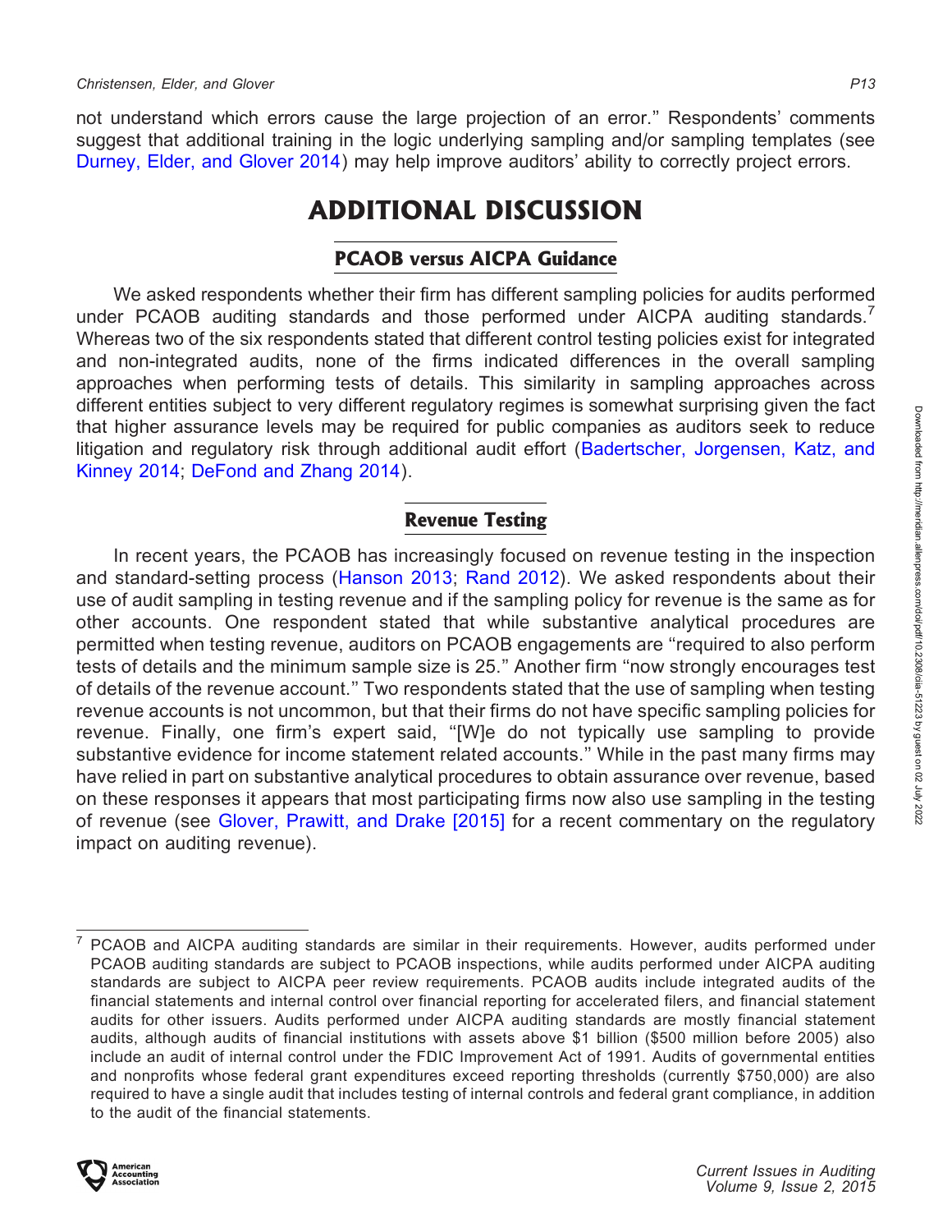not understand which errors cause the large projection of an error." Respondents' comments suggest that additional training in the logic underlying sampling and/or sampling templates (see Durney, Elder, and Glover 2014) may help improve auditors' ability to correctly project errors.

# ADDITIONAL DISCUSSION

## PCAOB versus AICPA Guidance

We asked respondents whether their firm has different sampling policies for audits performed under PCAOB auditing standards and those performed under AICPA auditing standards.[7] Whereas two of the six respondents stated that different control testing policies exist for integrated and non-integrated audits, none of the firms indicated differences in the overall sampling approaches when performing tests of details. This similarity in sampling approaches across different entities subject to very different regulatory regimes is somewhat surprising given the fact that higher assurance levels may be required for public companies as auditors seek to reduce litigation and regulatory risk through additional audit effort (Badertscher, Jorgensen, Katz, and Kinney 2014; DeFond and Zhang 2014).

## Revenue Testing

In recent years, the PCAOB has increasingly focused on revenue testing in the inspection and standard-setting process (Hanson 2013; Rand 2012). We asked respondents about their use of audit sampling in testing revenue and if the sampling policy for revenue is the same as for other accounts. One respondent stated that while substantive analytical procedures are permitted when testing revenue, auditors on PCAOB engagements are "required to also perform tests of details and the minimum sample size is 25." Another firm "now strongly encourages test of details of the revenue account." Two respondents stated that the use of sampling when testing revenue accounts is not uncommon, but that their firms do not have specific sampling policies for revenue. Finally, one firm's expert said, "[W]e do not typically use sampling to provide substantive evidence for income statement related accounts." While in the past many firms may have relied in part on substantive analytical procedures to obtain assurance over revenue, based on these responses it appears that most participating firms now also use sampling in the testing of revenue (see Glover, Prawitt, and Drake [2015] for a recent commentary on the regulatory impact on auditing revenue).

---

[7] PCAOB and AICPA auditing standards are similar in their requirements. However, audits performed under PCAOB auditing standards are subject to PCAOB inspections, while audits performed under AICPA auditing standards are subject to AICPA peer review requirements. PCAOB audits include integrated audits of the financial statements and internal control over financial reporting for accelerated filers, and financial statement audits for other issuers. Audits performed under AICPA auditing standards are mostly financial statement audits, although audits of financial institutions with assets above $1 billion ($500 million before 2005) also include an audit of internal control under the FDIC Improvement Act of 1991. Audits of governmental entities and nonprofits whose federal grant expenditures exceed reporting thresholds (currently $750,000) are also required to have a single audit that includes testing of internal controls and federal grant compliance, in addition to the audit of the financial statements.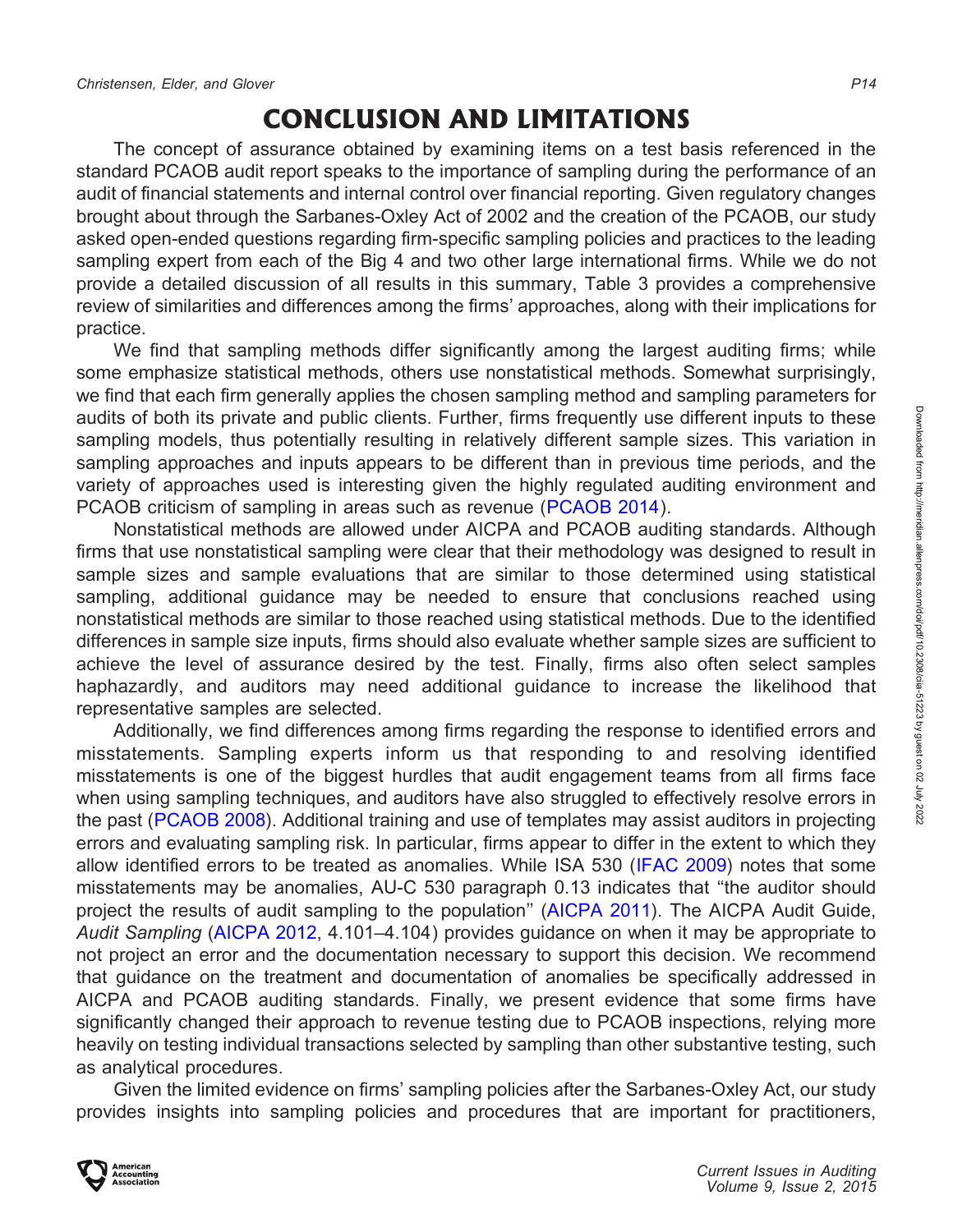# CONCLUSION AND LIMITATIONS

The concept of assurance obtained by examining items on a test basis referenced in the standard PCAOB audit report speaks to the importance of sampling during the performance of an audit of financial statements and internal control over financial reporting. Given regulatory changes brought about through the Sarbanes-Oxley Act of 2002 and the creation of the PCAOB, our study asked open-ended questions regarding firm-specific sampling policies and practices to the leading sampling expert from each of the Big 4 and two other large international firms. While we do not provide a detailed discussion of all results in this summary, Table 3 provides a comprehensive review of similarities and differences among the firms' approaches, along with their implications for practice.

We find that sampling methods differ significantly among the largest auditing firms; while some emphasize statistical methods, others use nonstatistical methods. Somewhat surprisingly, we find that each firm generally applies the chosen sampling method and sampling parameters for audits of both its private and public clients. Further, firms frequently use different inputs to these sampling models, thus potentially resulting in relatively different sample sizes. This variation in sampling approaches and inputs appears to be different than in previous time periods, and the variety of approaches used is interesting given the highly regulated auditing environment and PCAOB criticism of sampling in areas such as revenue (PCAOB 2014).

Nonstatistical methods are allowed under AICPA and PCAOB auditing standards. Although firms that use nonstatistical sampling were clear that their methodology was designed to result in sample sizes and sample evaluations that are similar to those determined using statistical sampling, additional guidance may be needed to ensure that conclusions reached using nonstatistical methods are similar to those reached using statistical methods. Due to the identified differences in sample size inputs, firms should also evaluate whether sample sizes are sufficient to achieve the level of assurance desired by the test. Finally, firms also often select samples haphazardly, and auditors may need additional guidance to increase the likelihood that representative samples are selected.

Additionally, we find differences among firms regarding the response to identified errors and misstatements. Sampling experts inform us that responding to and resolving identified misstatements is one of the biggest hurdles that audit engagement teams from all firms face when using sampling techniques, and auditors have also struggled to effectively resolve errors in the past (PCAOB 2008). Additional training and use of templates may assist auditors in projecting errors and evaluating sampling risk. In particular, firms appear to differ in the extent to which they allow identified errors to be treated as anomalies. While ISA 530 (IFAC 2009) notes that some misstatements may be anomalies, AU-C 530 paragraph 0.13 indicates that "the auditor should project the results of audit sampling to the population" (AICPA 2011). The AICPA Audit Guide, *Audit Sampling* (AICPA 2012, 4.101–4.104) provides guidance on when it may be appropriate to not project an error and the documentation necessary to support this decision. We recommend that guidance on the treatment and documentation of anomalies be specifically addressed in AICPA and PCAOB auditing standards. Finally, we present evidence that some firms have significantly changed their approach to revenue testing due to PCAOB inspections, relying more heavily on testing individual transactions selected by sampling than other substantive testing, such as analytical procedures.

Given the limited evidence on firms' sampling policies after the Sarbanes-Oxley Act, our study provides insights into sampling policies and procedures that are important for practitioners,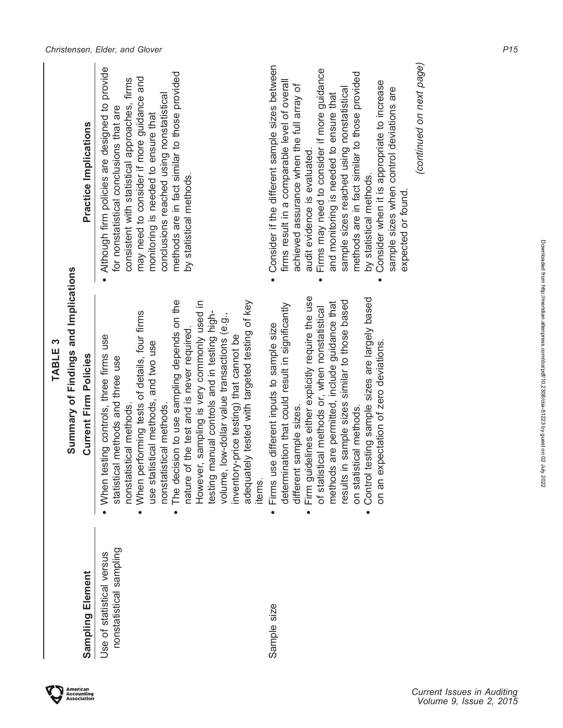**TABLE 3**

**Summary of Findings and Implications**

| Sampling Element | Current Firm Policies | Practice Implications |
|---|---|---|
| Use of statistical versus nonstatistical sampling | • When testing controls, three firms use statistical methods and three use nonstatistical methods.<br>• When performing tests of details, four firms use statistical methods, and two use nonstatistical methods.<br>• The decision to use sampling depends on the nature of the test and is never required. However, sampling is very commonly used in testing manual controls and in testing high-volume, low-dollar value transactions (e.g., inventory-price testing) that cannot be adequately tested with targeted testing of key items. | • Although firm policies are designed to provide for nonstatistical conclusions that are consistent with statistical approaches, firms may need to consider if more guidance and monitoring is needed to ensure that conclusions reached using nonstatistical methods are in fact similar to those provided by statistical methods. |
| Sample size | • Firms use different inputs to sample size determination that could result in significantly different sample sizes.<br>• Firm guidelines either explicitly require the use of statistical methods or, when nonstatistical methods are permitted, include guidance that results in sample sizes similar to those based on statistical methods.<br>• Control testing sample sizes are largely based on an expectation of zero deviations. | • Consider if the different sample sizes between firms result in a comparable level of overall achieved assurance when the full array of audit evidence is evaluated.<br>• Firms may need to consider if more guidance and monitoring is needed to ensure that sample sizes reached using nonstatistical methods are in fact similar to those provided by statistical methods.<br>• Consider when it is appropriate to increase sample sizes when control deviations are expected or found. |

*(continued on next page)*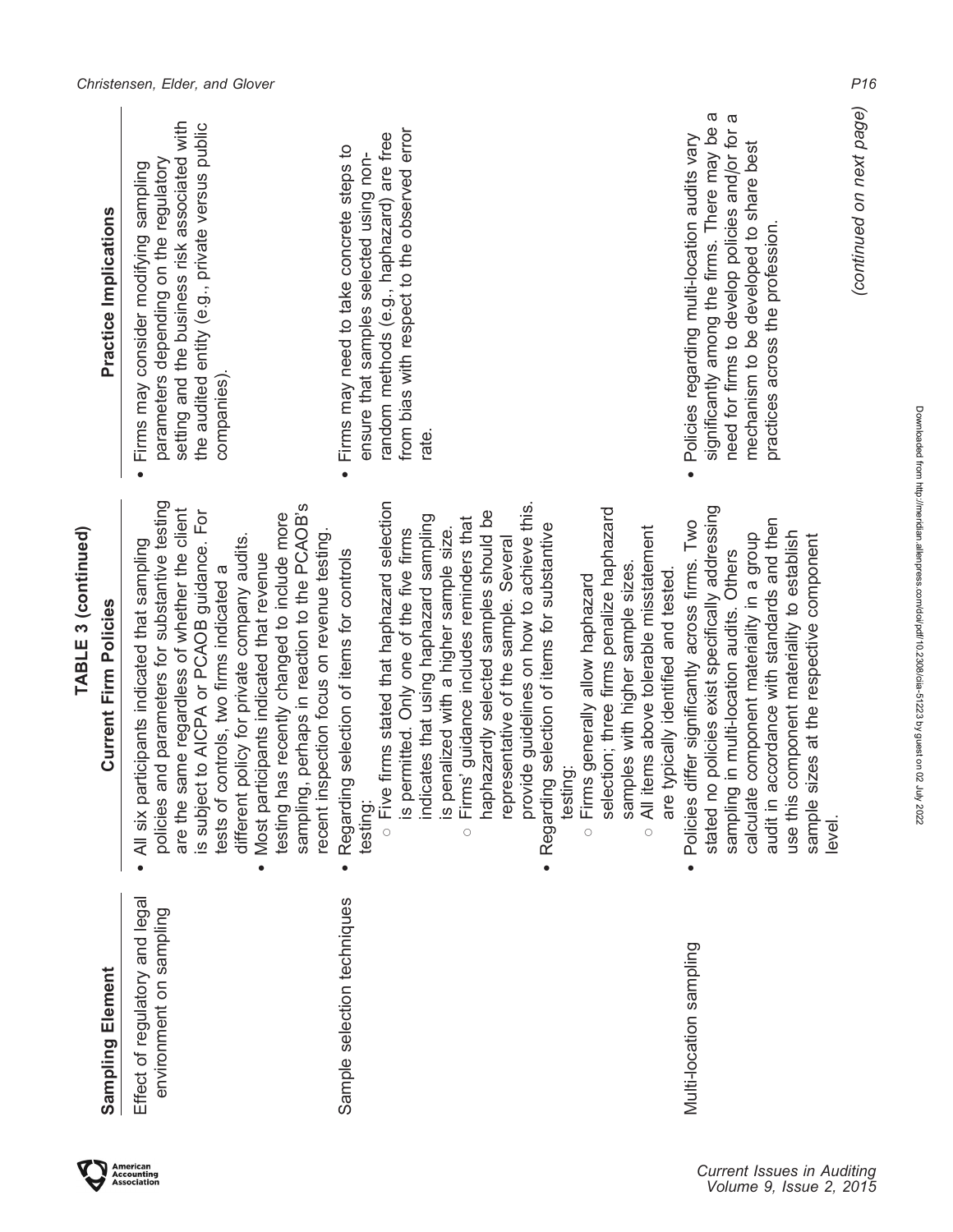**TABLE 3 (continued)**

| Sampling Element | Current Firm Policies | Practice Implications |
|---|---|---|
| Effect of regulatory and legal environment on sampling | • All six participants indicated that sampling policies and parameters for substantive testing are the same regardless of whether the client is subject to AICPA or PCAOB guidance. For tests of controls, two firms indicated a different policy for private company audits.<br>• Most participants indicated that revenue testing has recently changed to include more sampling, perhaps in reaction to the PCAOB's recent inspection focus on revenue testing. | • Firms may consider modifying sampling parameters depending on the regulatory setting and the business risk associated with the audited entity (e.g., private versus public companies). |
| Sample selection techniques | • Regarding selection of items for controls testing:<br>○ Five firms stated that haphazard selection is permitted. Only one of the five firms indicates that using haphazard sampling is penalized with a higher sample size.<br>○ Firms' guidance includes reminders that haphazardly selected samples should be representative of the sample. Several provide guidelines on how to achieve this.<br>• Regarding selection of items for substantive testing:<br>○ Firms generally allow haphazard selection; three firms penalize haphazard samples with higher sample sizes.<br>○ All items above tolerable misstatement are typically identified and tested. | • Firms may need to take concrete steps to ensure that samples selected using non-random methods (e.g., haphazard) are free from bias with respect to the observed error rate. |
| Multi-location sampling | • Policies differ significantly across firms. Two stated no policies exist specifically addressing sampling in multi-location audits. Others calculate component materiality in a group audit in accordance with standards and then use this component materiality to establish sample sizes at the respective component level. | • Policies regarding multi-location audits vary significantly among the firms. There may be a need for firms to develop policies and/or for a mechanism to be developed to share best practices across the profession. |

*(continued on next page)*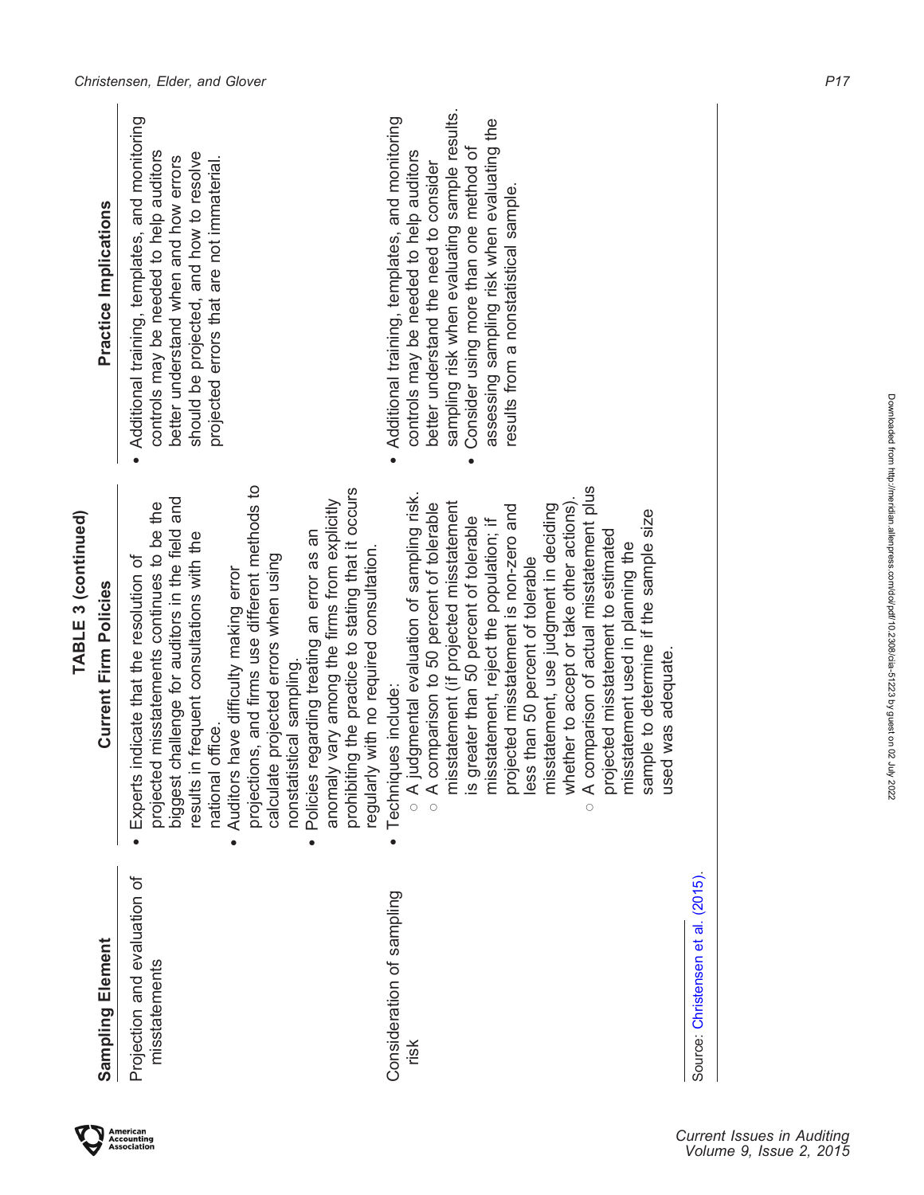**TABLE 3 (continued)**

| Sampling Element | Current Firm Policies | Practice Implications |
|---|---|---|
| Projection and evaluation of misstatements | • Experts indicate that the resolution of projected misstatements continues to be the biggest challenge for auditors in the field and results in frequent consultations with the national office.<br>• Auditors have difficulty making error projections, and firms use different methods to calculate projected errors when using nonstatistical sampling.<br>• Policies regarding treating an error as an anomaly vary among the firms from explicitly prohibiting the practice to stating that it occurs regularly with no required consultation. | • Additional training, templates, and monitoring controls may be needed to help auditors better understand when and how errors should be projected, and how to resolve projected errors that are not immaterial. |
| Consideration of sampling risk | • Techniques include:<br>○ A judgmental evaluation of sampling risk.<br>○ A comparison to 50 percent of tolerable misstatement (if projected misstatement is greater than 50 percent of tolerable misstatement, reject the population; if projected misstatement is non-zero and less than 50 percent of tolerable misstatement, use judgment in deciding whether to accept or take other actions).<br>○ A comparison of actual misstatement plus projected misstatement to estimated misstatement used in planning the sample to determine if the sample size used was adequate. | • Additional training, templates, and monitoring controls may be needed to help auditors better understand the need to consider sampling risk when evaluating sample results.<br>• Consider using more than one method of assessing sampling risk when evaluating the results from a nonstatistical sample. |

Source: Christensen et al. (2015).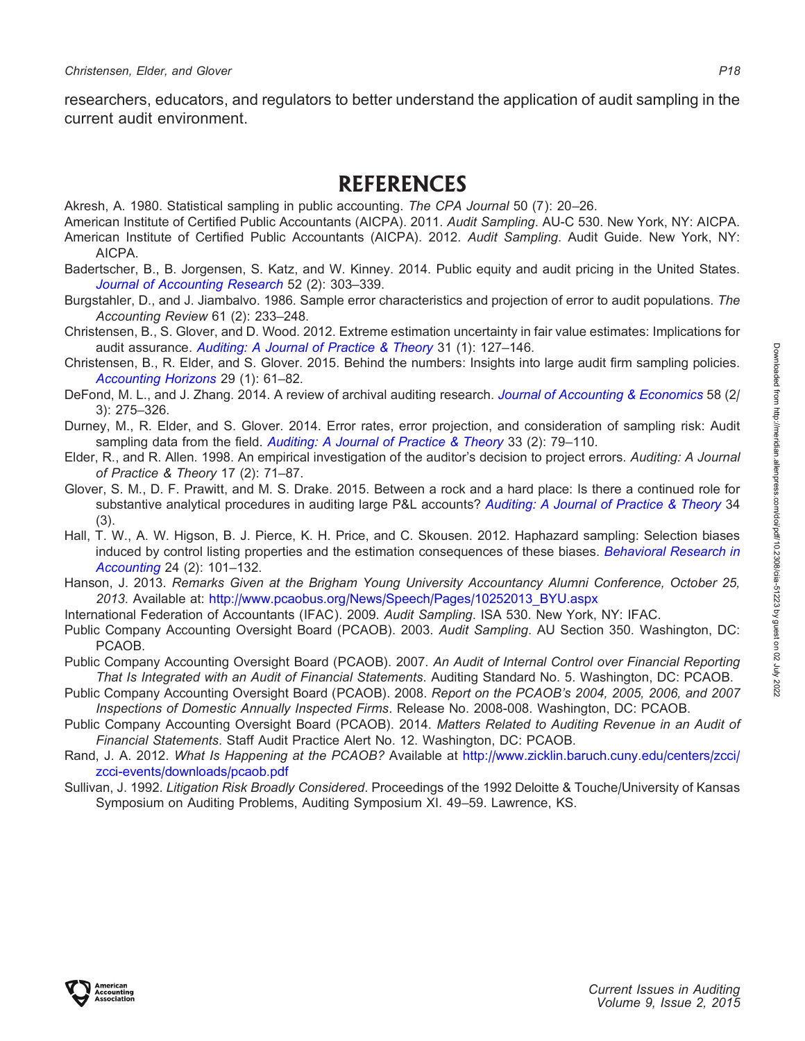researchers, educators, and regulators to better understand the application of audit sampling in the current audit environment.

# REFERENCES

Akresh, A. 1980. Statistical sampling in public accounting. *The CPA Journal* 50 (7): 20–26.

American Institute of Certified Public Accountants (AICPA). 2011. *Audit Sampling*. AU-C 530. New York, NY: AICPA.

American Institute of Certified Public Accountants (AICPA). 2012. *Audit Sampling*. Audit Guide. New York, NY: AICPA.

Badertscher, B., B. Jorgensen, S. Katz, and W. Kinney. 2014. Public equity and audit pricing in the United States. *Journal of Accounting Research* 52 (2): 303–339.

Burgstahler, D., and J. Jiambalvo. 1986. Sample error characteristics and projection of error to audit populations. *The Accounting Review* 61 (2): 233–248.

Christensen, B., S. Glover, and D. Wood. 2012. Extreme estimation uncertainty in fair value estimates: Implications for audit assurance. *Auditing: A Journal of Practice & Theory* 31 (1): 127–146.

Christensen, B., R. Elder, and S. Glover. 2015. Behind the numbers: Insights into large audit firm sampling policies. *Accounting Horizons* 29 (1): 61–82.

DeFond, M. L., and J. Zhang. 2014. A review of archival auditing research. *Journal of Accounting & Economics* 58 (2/3): 275–326.

Durney, M., R. Elder, and S. Glover. 2014. Error rates, error projection, and consideration of sampling risk: Audit sampling data from the field. *Auditing: A Journal of Practice & Theory* 33 (2): 79–110.

Elder, R., and R. Allen. 1998. An empirical investigation of the auditor's decision to project errors. *Auditing: A Journal of Practice & Theory* 17 (2): 71–87.

Glover, S. M., D. F. Prawitt, and M. S. Drake. 2015. Between a rock and a hard place: Is there a continued role for substantive analytical procedures in auditing large P&L accounts? *Auditing: A Journal of Practice & Theory* 34 (3).

Hall, T. W., A. W. Higson, B. J. Pierce, K. H. Price, and C. Skousen. 2012. Haphazard sampling: Selection biases induced by control listing properties and the estimation consequences of these biases. *Behavioral Research in Accounting* 24 (2): 101–132.

Hanson, J. 2013. *Remarks Given at the Brigham Young University Accountancy Alumni Conference, October 25, 2013*. Available at: http://www.pcaobus.org/News/Speech/Pages/10252013_BYU.aspx

International Federation of Accountants (IFAC). 2009. *Audit Sampling*. ISA 530. New York, NY: IFAC.

Public Company Accounting Oversight Board (PCAOB). 2003. *Audit Sampling*. AU Section 350. Washington, DC: PCAOB.

Public Company Accounting Oversight Board (PCAOB). 2007. *An Audit of Internal Control over Financial Reporting That Is Integrated with an Audit of Financial Statements*. Auditing Standard No. 5. Washington, DC: PCAOB.

Public Company Accounting Oversight Board (PCAOB). 2008. *Report on the PCAOB's 2004, 2005, 2006, and 2007 Inspections of Domestic Annually Inspected Firms*. Release No. 2008-008. Washington, DC: PCAOB.

Public Company Accounting Oversight Board (PCAOB). 2014. *Matters Related to Auditing Revenue in an Audit of Financial Statements*. Staff Audit Practice Alert No. 12. Washington, DC: PCAOB.

Rand, J. A. 2012. *What Is Happening at the PCAOB?* Available at http://www.zicklin.baruch.cuny.edu/centers/zcci/zcci-events/downloads/pcaob.pdf

Sullivan, J. 1992. *Litigation Risk Broadly Considered*. Proceedings of the 1992 Deloitte & Touche/University of Kansas Symposium on Auditing Problems, Auditing Symposium XI. 49–59. Lawrence, KS.